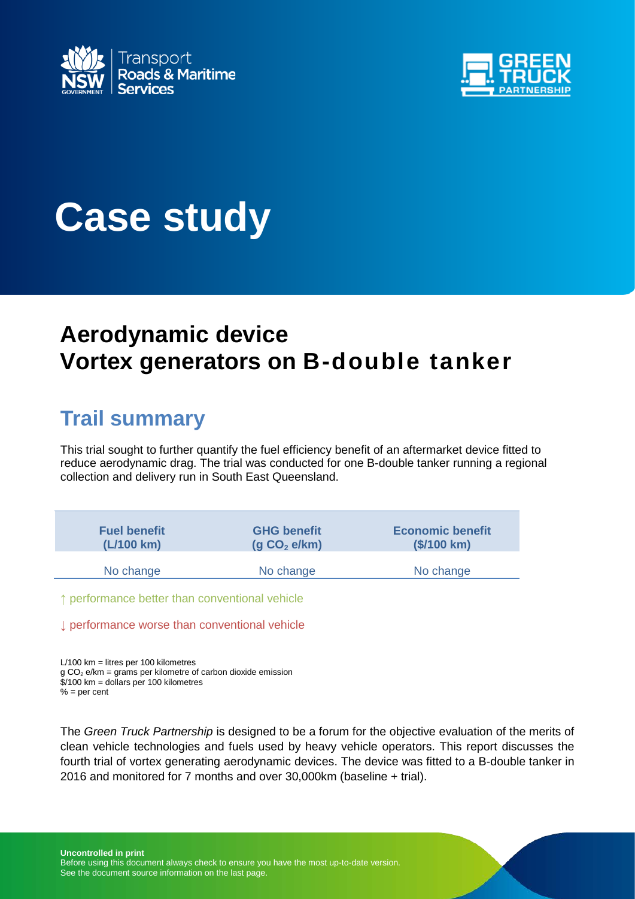# Case study

## Aerodynamic device
## Vortex generators on B-double tanker

## Trail summary

This trial sought to further quantify the fuel efficiency benefit of an aftermarket device fitted to reduce aerodynamic drag. The trial was conducted for one B-double tanker running a regional collection and delivery run in South East Queensland.

| Fuel benefit (L/100 km) | GHG benefit (g $CO_2$ e/km) | Economic benefit ($/100 km) |
|---|---|---|
| No change | No change | No change |

↑ performance better than conventional vehicle

↓ performance worse than conventional vehicle

L/100 km = litres per 100 kilometres
g $CO_2$ e/km = grams per kilometre of carbon dioxide emission
$/100 km = dollars per 100 kilometres
% = per cent

The *Green Truck Partnership* is designed to be a forum for the objective evaluation of the merits of clean vehicle technologies and fuels used by heavy vehicle operators. This report discusses the fourth trial of vortex generating aerodynamic devices. The device was fitted to a B-double tanker in 2016 and monitored for 7 months and over 30,000km (baseline + trial).

**Uncontrolled in print**
Before using this document always check to ensure you have the most up-to-date version.
See the document source information on the last page.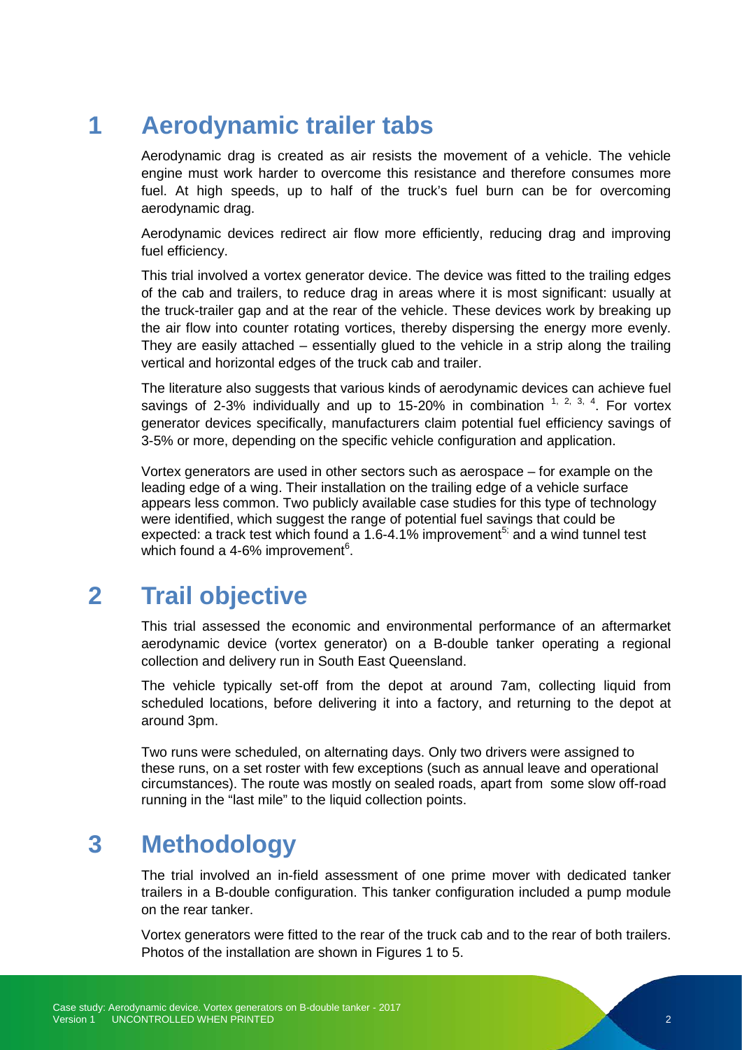# 1 Aerodynamic trailer tabs

Aerodynamic drag is created as air resists the movement of a vehicle. The vehicle engine must work harder to overcome this resistance and therefore consumes more fuel. At high speeds, up to half of the truck's fuel burn can be for overcoming aerodynamic drag.

Aerodynamic devices redirect air flow more efficiently, reducing drag and improving fuel efficiency.

This trial involved a vortex generator device. The device was fitted to the trailing edges of the cab and trailers, to reduce drag in areas where it is most significant: usually at the truck-trailer gap and at the rear of the vehicle. These devices work by breaking up the air flow into counter rotating vortices, thereby dispersing the energy more evenly. They are easily attached – essentially glued to the vehicle in a strip along the trailing vertical and horizontal edges of the truck cab and trailer.

The literature also suggests that various kinds of aerodynamic devices can achieve fuel savings of 2-3% individually and up to 15-20% in combination [1, 2, 3, 4]. For vortex generator devices specifically, manufacturers claim potential fuel efficiency savings of 3-5% or more, depending on the specific vehicle configuration and application.

Vortex generators are used in other sectors such as aerospace – for example on the leading edge of a wing. Their installation on the trailing edge of a vehicle surface appears less common. Two publicly available case studies for this type of technology were identified, which suggest the range of potential fuel savings that could be expected: a track test which found a 1.6-4.1% improvement[5] and a wind tunnel test which found a 4-6% improvement[6].

# 2 Trail objective

This trial assessed the economic and environmental performance of an aftermarket aerodynamic device (vortex generator) on a B-double tanker operating a regional collection and delivery run in South East Queensland.

The vehicle typically set-off from the depot at around 7am, collecting liquid from scheduled locations, before delivering it into a factory, and returning to the depot at around 3pm.

Two runs were scheduled, on alternating days. Only two drivers were assigned to these runs, on a set roster with few exceptions (such as annual leave and operational circumstances). The route was mostly on sealed roads, apart from some slow off-road running in the "last mile" to the liquid collection points.

# 3 Methodology

The trial involved an in-field assessment of one prime mover with dedicated tanker trailers in a B-double configuration. This tanker configuration included a pump module on the rear tanker.

Vortex generators were fitted to the rear of the truck cab and to the rear of both trailers. Photos of the installation are shown in Figures 1 to 5.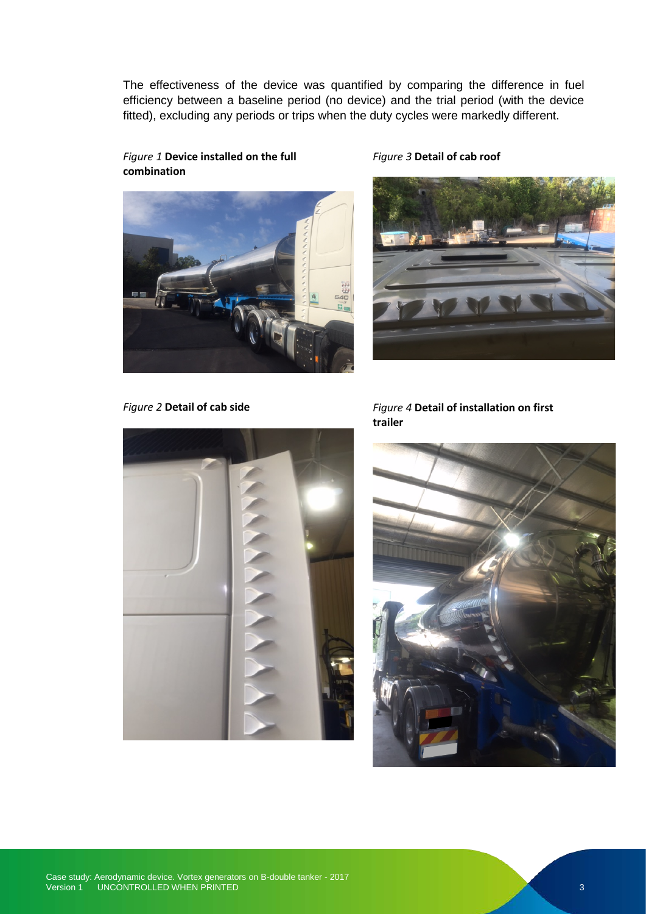The effectiveness of the device was quantified by comparing the difference in fuel efficiency between a baseline period (no device) and the trial period (with the device fitted), excluding any periods or trips when the duty cycles were markedly different.

*Figure 1* **Device installed on the full combination**

*Figure 2* **Detail of cab side**

*Figure 3* **Detail of cab roof**

*Figure 4* **Detail of installation on first trailer**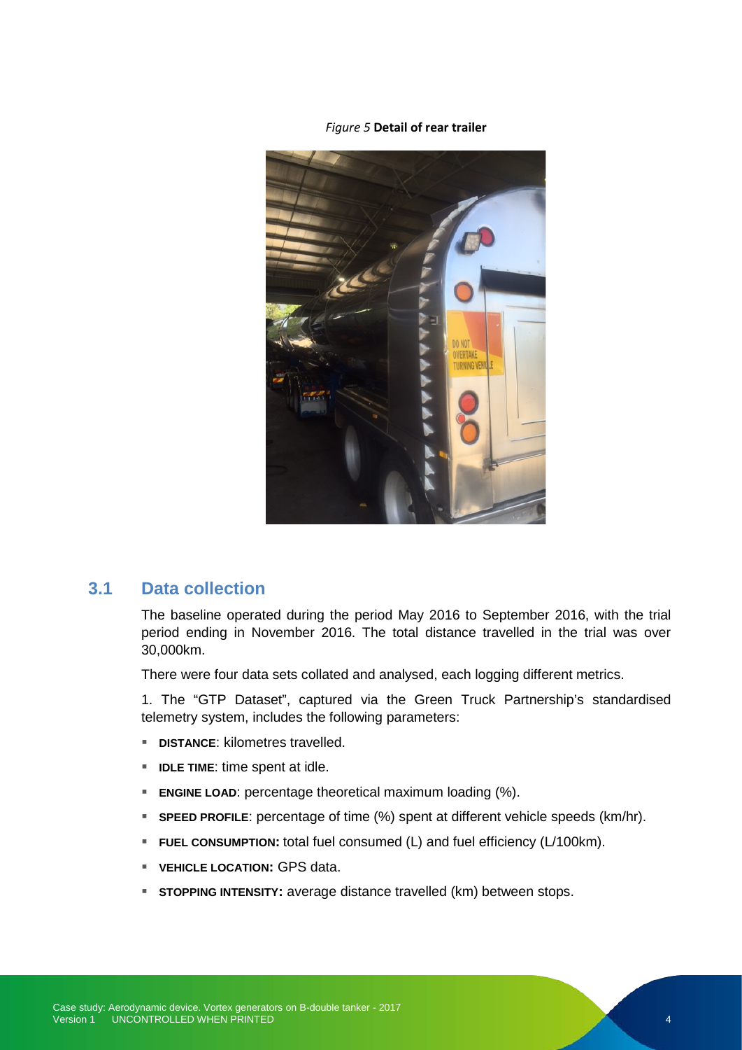*Figure 5* **Detail of rear trailer**

## 3.1 Data collection

The baseline operated during the period May 2016 to September 2016, with the trial period ending in November 2016. The total distance travelled in the trial was over 30,000km.

There were four data sets collated and analysed, each logging different metrics.

1. The "GTP Dataset", captured via the Green Truck Partnership's standardised telemetry system, includes the following parameters:

- **DISTANCE**: kilometres travelled.
- **IDLE TIME**: time spent at idle.
- **ENGINE LOAD**: percentage theoretical maximum loading (%).
- **SPEED PROFILE**: percentage of time (%) spent at different vehicle speeds (km/hr).
- **FUEL CONSUMPTION:** total fuel consumed (L) and fuel efficiency (L/100km).
- **VEHICLE LOCATION:** GPS data.
- **STOPPING INTENSITY:** average distance travelled (km) between stops.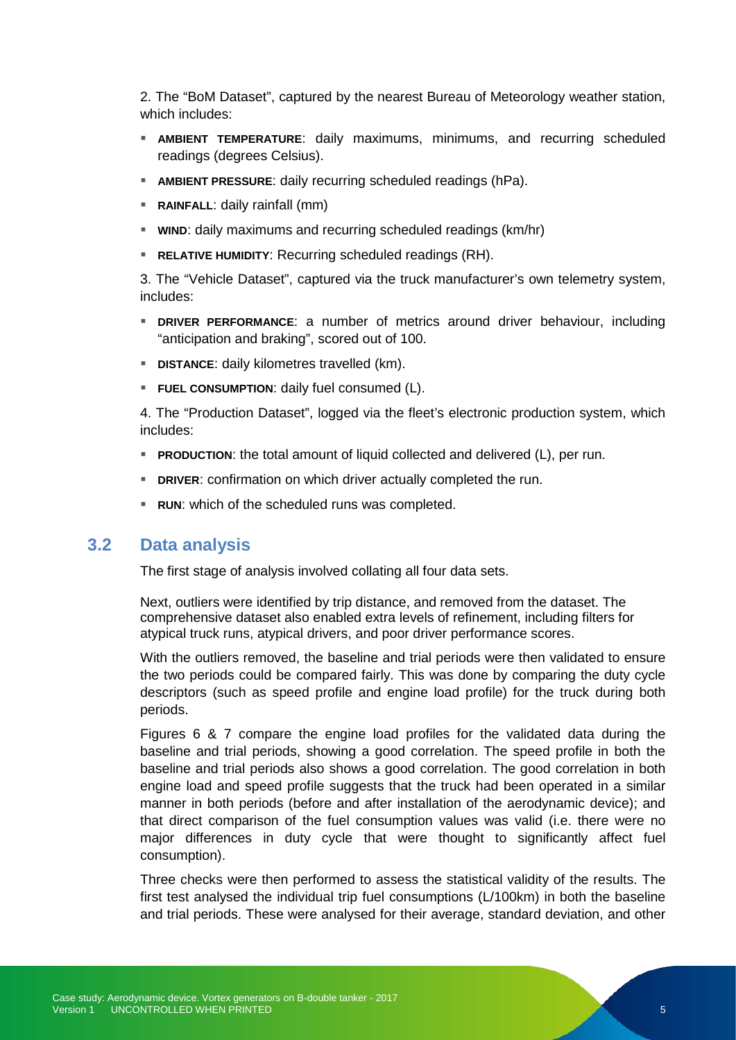2. The "BoM Dataset", captured by the nearest Bureau of Meteorology weather station, which includes:

- **AMBIENT TEMPERATURE**: daily maximums, minimums, and recurring scheduled readings (degrees Celsius).
- **AMBIENT PRESSURE**: daily recurring scheduled readings (hPa).
- **RAINFALL**: daily rainfall (mm)
- **WIND**: daily maximums and recurring scheduled readings (km/hr)
- **RELATIVE HUMIDITY**: Recurring scheduled readings (RH).

3. The "Vehicle Dataset", captured via the truck manufacturer's own telemetry system, includes:

- **DRIVER PERFORMANCE**: a number of metrics around driver behaviour, including "anticipation and braking", scored out of 100.
- **DISTANCE**: daily kilometres travelled (km).
- **FUEL CONSUMPTION**: daily fuel consumed (L).

4. The "Production Dataset", logged via the fleet's electronic production system, which includes:

- **PRODUCTION**: the total amount of liquid collected and delivered (L), per run.
- **DRIVER**: confirmation on which driver actually completed the run.
- **RUN**: which of the scheduled runs was completed.

## 3.2 Data analysis

The first stage of analysis involved collating all four data sets.

Next, outliers were identified by trip distance, and removed from the dataset. The comprehensive dataset also enabled extra levels of refinement, including filters for atypical truck runs, atypical drivers, and poor driver performance scores.

With the outliers removed, the baseline and trial periods were then validated to ensure the two periods could be compared fairly. This was done by comparing the duty cycle descriptors (such as speed profile and engine load profile) for the truck during both periods.

Figures 6 & 7 compare the engine load profiles for the validated data during the baseline and trial periods, showing a good correlation. The speed profile in both the baseline and trial periods also shows a good correlation. The good correlation in both engine load and speed profile suggests that the truck had been operated in a similar manner in both periods (before and after installation of the aerodynamic device); and that direct comparison of the fuel consumption values was valid (i.e. there were no major differences in duty cycle that were thought to significantly affect fuel consumption).

Three checks were then performed to assess the statistical validity of the results. The first test analysed the individual trip fuel consumptions (L/100km) in both the baseline and trial periods. These were analysed for their average, standard deviation, and other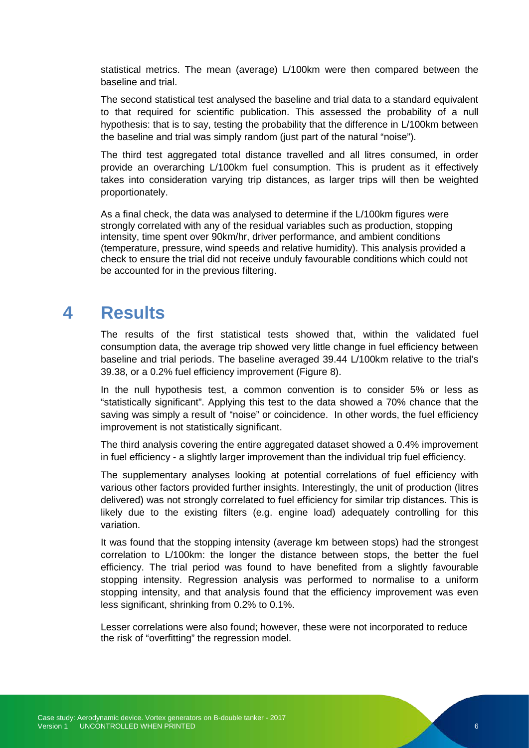statistical metrics. The mean (average) L/100km were then compared between the baseline and trial.

The second statistical test analysed the baseline and trial data to a standard equivalent to that required for scientific publication. This assessed the probability of a null hypothesis: that is to say, testing the probability that the difference in L/100km between the baseline and trial was simply random (just part of the natural "noise").

The third test aggregated total distance travelled and all litres consumed, in order provide an overarching L/100km fuel consumption. This is prudent as it effectively takes into consideration varying trip distances, as larger trips will then be weighted proportionately.

As a final check, the data was analysed to determine if the L/100km figures were strongly correlated with any of the residual variables such as production, stopping intensity, time spent over 90km/hr, driver performance, and ambient conditions (temperature, pressure, wind speeds and relative humidity). This analysis provided a check to ensure the trial did not receive unduly favourable conditions which could not be accounted for in the previous filtering.

# 4 Results

The results of the first statistical tests showed that, within the validated fuel consumption data, the average trip showed very little change in fuel efficiency between baseline and trial periods. The baseline averaged 39.44 L/100km relative to the trial's 39.38, or a 0.2% fuel efficiency improvement (Figure 8).

In the null hypothesis test, a common convention is to consider 5% or less as "statistically significant". Applying this test to the data showed a 70% chance that the saving was simply a result of "noise" or coincidence. In other words, the fuel efficiency improvement is not statistically significant.

The third analysis covering the entire aggregated dataset showed a 0.4% improvement in fuel efficiency - a slightly larger improvement than the individual trip fuel efficiency.

The supplementary analyses looking at potential correlations of fuel efficiency with various other factors provided further insights. Interestingly, the unit of production (litres delivered) was not strongly correlated to fuel efficiency for similar trip distances. This is likely due to the existing filters (e.g. engine load) adequately controlling for this variation.

It was found that the stopping intensity (average km between stops) had the strongest correlation to L/100km: the longer the distance between stops, the better the fuel efficiency. The trial period was found to have benefited from a slightly favourable stopping intensity. Regression analysis was performed to normalise to a uniform stopping intensity, and that analysis found that the efficiency improvement was even less significant, shrinking from 0.2% to 0.1%.

Lesser correlations were also found; however, these were not incorporated to reduce the risk of "overfitting" the regression model.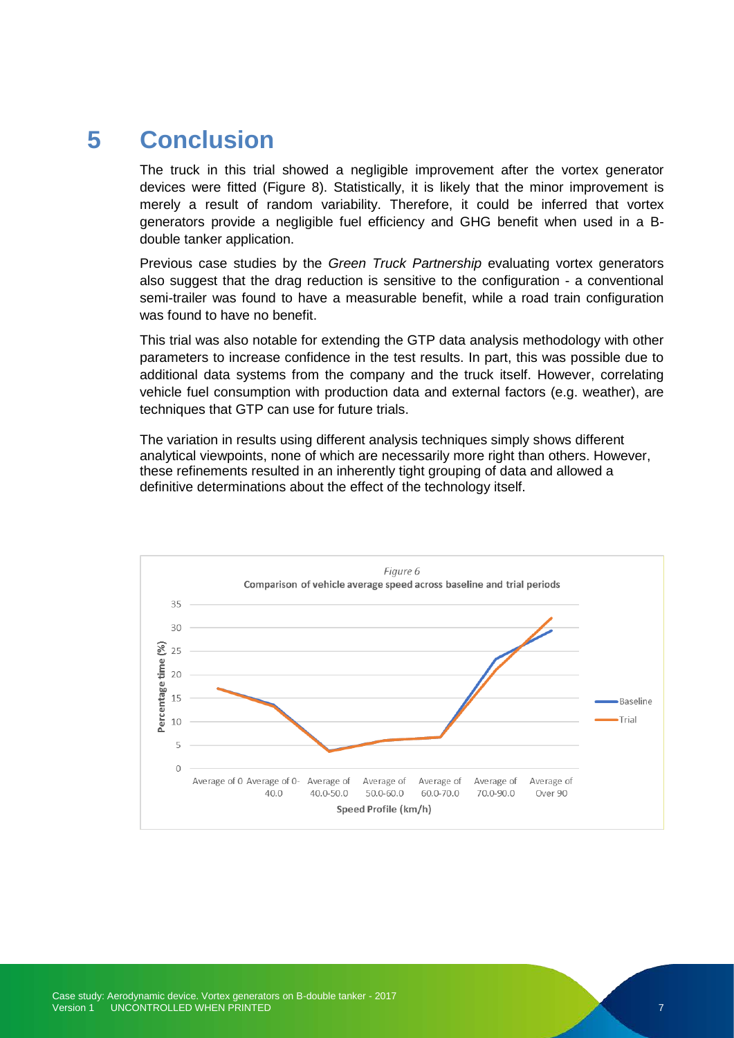# 5 Conclusion

The truck in this trial showed a negligible improvement after the vortex generator devices were fitted (Figure 8). Statistically, it is likely that the minor improvement is merely a result of random variability. Therefore, it could be inferred that vortex generators provide a negligible fuel efficiency and GHG benefit when used in a B-double tanker application.

Previous case studies by the *Green Truck Partnership* evaluating vortex generators also suggest that the drag reduction is sensitive to the configuration - a conventional semi-trailer was found to have a measurable benefit, while a road train configuration was found to have no benefit.

This trial was also notable for extending the GTP data analysis methodology with other parameters to increase confidence in the test results. In part, this was possible due to additional data systems from the company and the truck itself. However, correlating vehicle fuel consumption with production data and external factors (e.g. weather), are techniques that GTP can use for future trials.

The variation in results using different analysis techniques simply shows different analytical viewpoints, none of which are necessarily more right than others. However, these refinements resulted in an inherently tight grouping of data and allowed a definitive determinations about the effect of the technology itself.

*Figure 6*

Comparison of vehicle average speed across baseline and trial periods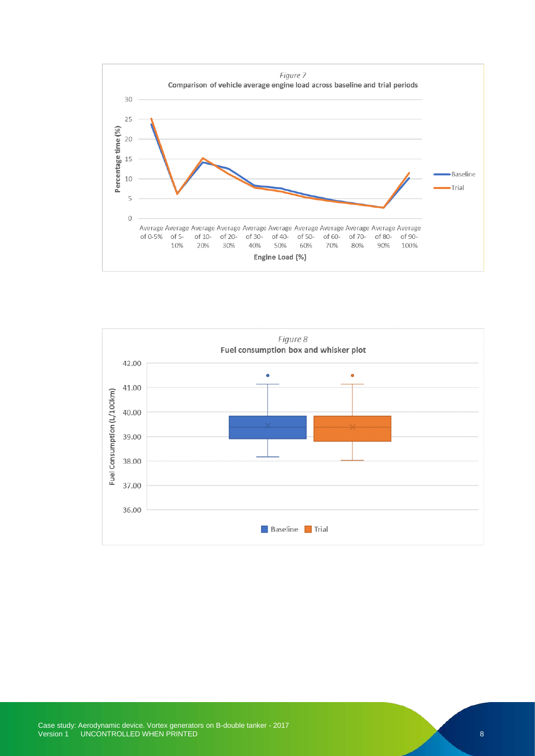*Figure 7*

**Comparison of vehicle average engine load across baseline and trial periods**

*Figure 8*

**Fuel consumption box and whisker plot**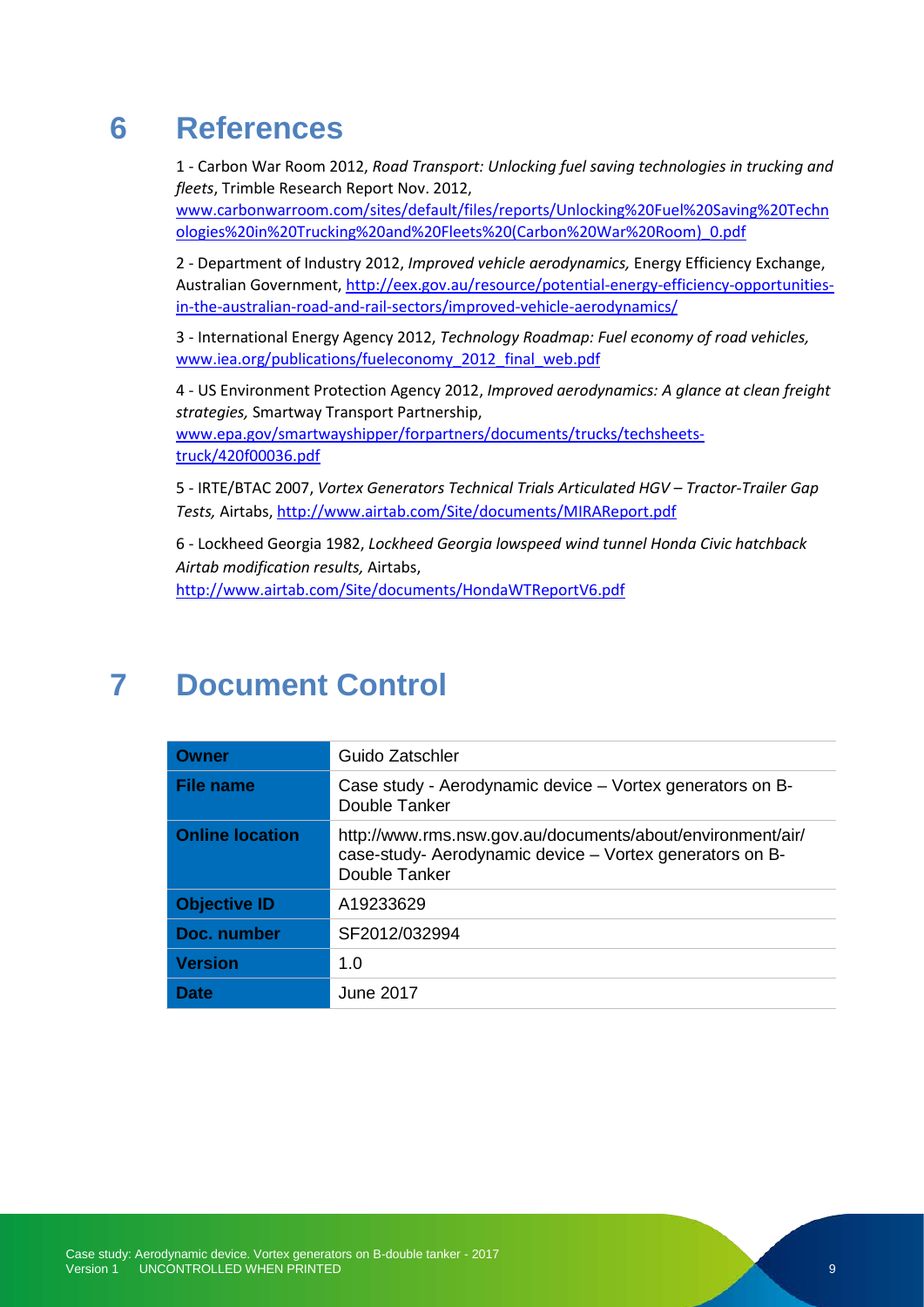# 6 References

1 - Carbon War Room 2012, *Road Transport: Unlocking fuel saving technologies in trucking and fleets*, Trimble Research Report Nov. 2012, www.carbonwarroom.com/sites/default/files/reports/Unlocking%20Fuel%20Saving%20Technologies%20in%20Trucking%20and%20Fleets%20(Carbon%20War%20Room)_0.pdf

2 - Department of Industry 2012, *Improved vehicle aerodynamics,* Energy Efficiency Exchange, Australian Government, http://eex.gov.au/resource/potential-energy-efficiency-opportunities-in-the-australian-road-and-rail-sectors/improved-vehicle-aerodynamics/

3 - International Energy Agency 2012, *Technology Roadmap: Fuel economy of road vehicles,* www.iea.org/publications/fueleconomy_2012_final_web.pdf

4 - US Environment Protection Agency 2012, *Improved aerodynamics: A glance at clean freight strategies,* Smartway Transport Partnership, www.epa.gov/smartwayshipper/forpartners/documents/trucks/techsheets-truck/420f00036.pdf

5 - IRTE/BTAC 2007, *Vortex Generators Technical Trials Articulated HGV – Tractor-Trailer Gap Tests,* Airtabs, http://www.airtab.com/Site/documents/MIRAReport.pdf

6 - Lockheed Georgia 1982, *Lockheed Georgia lowspeed wind tunnel Honda Civic hatchback Airtab modification results,* Airtabs, http://www.airtab.com/Site/documents/HondaWTReportV6.pdf

# 7 Document Control

| | |
|---|---|
| **Owner** | Guido Zatschler |
| **File name** | Case study - Aerodynamic device – Vortex generators on B-Double Tanker |
| **Online location** | http://www.rms.nsw.gov.au/documents/about/environment/air/case-study- Aerodynamic device – Vortex generators on B-Double Tanker |
| **Objective ID** | A19233629 |
| **Doc. number** | SF2012/032994 |
| **Version** | 1.0 |
| **Date** | June 2017 |